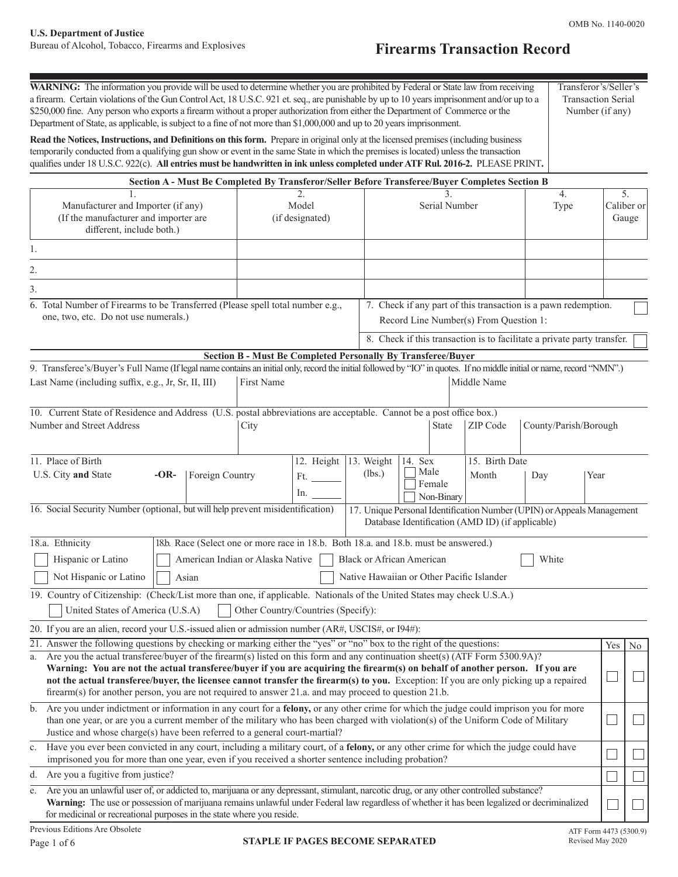U.S. Department of Justice
Bureau of Alcohol, Tobacco, Firearms and Explosives

OMB No. 1140-0020

# Firearms Transaction Record

**WARNING:** The information you provide will be used to determine whether you are prohibited by Federal or State law from receiving a firearm. Certain violations of the Gun Control Act, 18 U.S.C. 921 et. seq., are punishable by up to 10 years imprisonment and/or up to a $250,000 fine. Any person who exports a firearm without a proper authorization from either the Department of Commerce or the Department of State, as applicable, is subject to a fine of not more than $1,000,000 and up to 20 years imprisonment.

**Read the Notices, Instructions, and Definitions on this form.** Prepare in original only at the licensed premises (including business temporarily conducted from a qualifying gun show or event in the same State in which the premises is located) unless the transaction qualifies under 18 U.S.C. 922(c). **All entries must be handwritten in ink unless completed under ATF Rul. 2016-2.** PLEASE PRINT**.**

Transferor's/Seller's Transaction Serial Number (if any)

## Section A - Must Be Completed By Transferor/Seller Before Transferee/Buyer Completes Section B

| 1. Manufacturer and Importer (if any) (If the manufacturer and importer are different, include both.) | 2. Model (if designated) | 3. Serial Number | 4. Type | 5. Caliber or Gauge |
|---|---|---|---|---|
| 1. | | | | |
| 2. | | | | |
| 3. | | | | |

6. Total Number of Firearms to be Transferred (Please spell total number e.g., one, two, etc. Do not use numerals.)

7. Check if any part of this transaction is a pawn redemption. ☐
Record Line Number(s) From Question 1:

8. Check if this transaction is to facilitate a private party transfer. ☐

## Section B - Must Be Completed Personally By Transferee/Buyer

9. Transferee's/Buyer's Full Name (If legal name contains an initial only, record the initial followed by "IO" in quotes. If no middle initial or name, record "NMN".)

| Last Name (including suffix, e.g., Jr, Sr, II, III) | First Name | Middle Name |
|---|---|---|
| | | |

10. Current State of Residence and Address (U.S. postal abbreviations are acceptable. Cannot be a post office box.)

| Number and Street Address | City | State | ZIP Code | County/Parish/Borough |
|---|---|---|---|---|
| | | | | |

11. Place of Birth
U.S. City **and** State **-OR-** Foreign Country

12. Height Ft. ______ In. ______

13. Weight (lbs.)

14. Sex ☐ Male ☐ Female ☐ Non-Binary

15. Birth Date Month Day Year

16. Social Security Number (optional, but will help prevent misidentification)

17. Unique Personal Identification Number (UPIN) or Appeals Management Database Identification (AMD ID) (if applicable)

18.a. Ethnicity
☐ Hispanic or Latino
☐ Not Hispanic or Latino

18b. Race (Select one or more race in 18.b. Both 18.a. and 18.b. must be answered.)
☐ American Indian or Alaska Native ☐ Black or African American ☐ White
☐ Asian ☐ Native Hawaiian or Other Pacific Islander

19. Country of Citizenship: (Check/List more than one, if applicable. Nationals of the United States may check U.S.A.)
☐ United States of America (U.S.A) ☐ Other Country/Countries (Specify):

20. If you are an alien, record your U.S.-issued alien or admission number (AR#, USCIS#, or I94#):

| 21. Answer the following questions by checking or marking either the "yes" or "no" box to the right of the questions: | Yes | No |
|---|---|---|
| a. Are you the actual transferee/buyer of the firearm(s) listed on this form and any continuation sheet(s) (ATF Form 5300.9A)? **Warning: You are not the actual transferee/buyer if you are acquiring the firearm(s) on behalf of another person. If you are not the actual transferee/buyer, the licensee cannot transfer the firearm(s) to you.** Exception: If you are only picking up a repaired firearm(s) for another person, you are not required to answer 21.a. and may proceed to question 21.b. | ☐ | ☐ |
| b. Are you under indictment or information in any court for a **felony,** or any other crime for which the judge could imprison you for more than one year, or are you a current member of the military who has been charged with violation(s) of the Uniform Code of Military Justice and whose charge(s) have been referred to a general court-martial? | ☐ | ☐ |
| c. Have you ever been convicted in any court, including a military court, of a **felony,** or any other crime for which the judge could have imprisoned you for more than one year, even if you received a shorter sentence including probation? | ☐ | ☐ |
| d. Are you a fugitive from justice? | ☐ | ☐ |
| e. Are you an unlawful user of, or addicted to, marijuana or any depressant, stimulant, narcotic drug, or any other controlled substance? **Warning:** The use or possession of marijuana remains unlawful under Federal law regardless of whether it has been legalized or decriminalized for medicinal or recreational purposes in the state where you reside. | ☐ | ☐ |

Previous Editions Are Obsolete

**STAPLE IF PAGES BECOME SEPARATED**

ATF Form 4473 (5300.9) Revised May 2020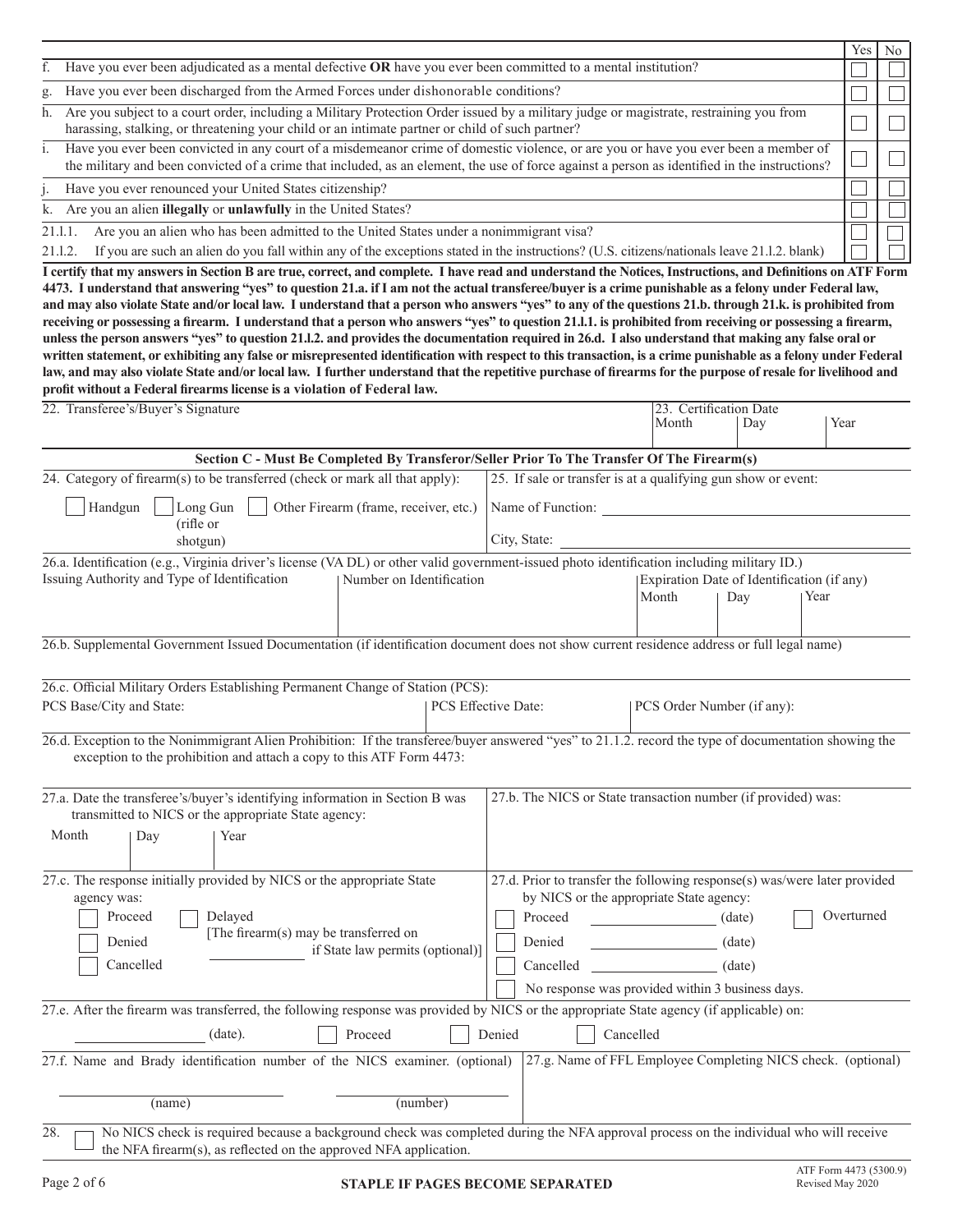| | Yes | No |
|---|---|---|
| f. Have you ever been adjudicated as a mental defective **OR** have you ever been committed to a mental institution? | ☐ | ☐ |
| g. Have you ever been discharged from the Armed Forces under dishonorable conditions? | ☐ | ☐ |
| h. Are you subject to a court order, including a Military Protection Order issued by a military judge or magistrate, restraining you from harassing, stalking, or threatening your child or an intimate partner or child of such partner? | ☐ | ☐ |
| i. Have you ever been convicted in any court of a misdemeanor crime of domestic violence, or are you or have you ever been a member of the military and been convicted of a crime that included, as an element, the use of force against a person as identified in the instructions? | ☐ | ☐ |
| j. Have you ever renounced your United States citizenship? | ☐ | ☐ |
| k. Are you an alien **illegally** or **unlawfully** in the United States? | ☐ | ☐ |
| 21.l.1. Are you an alien who has been admitted to the United States under a nonimmigrant visa? | ☐ | ☐ |
| 21.l.2. If you are such an alien do you fall within any of the exceptions stated in the instructions? (U.S. citizens/nationals leave 21.l.2. blank) | ☐ | ☐ |

**I certify that my answers in Section B are true, correct, and complete. I have read and understand the Notices, Instructions, and Definitions on ATF Form 4473. I understand that answering "yes" to question 21.a. if I am not the actual transferee/buyer is a crime punishable as a felony under Federal law, and may also violate State and/or local law. I understand that a person who answers "yes" to any of the questions 21.b. through 21.k. is prohibited from receiving or possessing a firearm. I understand that a person who answers "yes" to question 21.l.1. is prohibited from receiving or possessing a firearm, unless the person answers "yes" to question 21.l.2. and provides the documentation required in 26.d. I also understand that making any false oral or written statement, or exhibiting any false or misrepresented identification with respect to this transaction, is a crime punishable as a felony under Federal law, and may also violate State and/or local law. I further understand that the repetitive purchase of firearms for the purpose of resale for livelihood and profit without a Federal firearms license is a violation of Federal law.**

| 22. Transferee's/Buyer's Signature | 23. Certification Date Month | Day | Year |
|---|---|---|---|
| | | | |

## Section C - Must Be Completed By Transferor/Seller Prior To The Transfer Of The Firearm(s)

24. Category of firearm(s) to be transferred (check or mark all that apply):

☐ Handgun ☐ Long Gun (rifle or shotgun) ☐ Other Firearm (frame, receiver, etc.)

25. If sale or transfer is at a qualifying gun show or event:

Name of Function: ____________________

City, State: ____________________

26.a. Identification (e.g., Virginia driver's license (VA DL) or other valid government-issued photo identification including military ID.)

| Issuing Authority and Type of Identification | Number on Identification | Expiration Date of Identification (if any) Month | Day | Year |
|---|---|---|---|---|
| | | | | |

26.b. Supplemental Government Issued Documentation (if identification document does not show current residence address or full legal name)

26.c. Official Military Orders Establishing Permanent Change of Station (PCS):

| PCS Base/City and State: | PCS Effective Date: | PCS Order Number (if any): |
|---|---|---|
| | | |

26.d. Exception to the Nonimmigrant Alien Prohibition: If the transferee/buyer answered "yes" to 21.1.2. record the type of documentation showing the exception to the prohibition and attach a copy to this ATF Form 4473:

27.a. Date the transferee's/buyer's identifying information in Section B was transmitted to NICS or the appropriate State agency:

| Month | Day | Year |
|---|---|---|
| | | |

27.b. The NICS or State transaction number (if provided) was:

27.c. The response initially provided by NICS or the appropriate State agency was:

☐ Proceed
☐ Denied
☐ Cancelled
☐ Delayed [The firearm(s) may be transferred on ____________ if State law permits (optional)]

27.d. Prior to transfer the following response(s) was/were later provided by NICS or the appropriate State agency:

☐ Proceed ____________ (date)
☐ Denied ____________ (date)
☐ Cancelled ____________ (date)
☐ Overturned
☐ No response was provided within 3 business days.

27.e. After the firearm was transferred, the following response was provided by NICS or the appropriate State agency (if applicable) on:

____________ (date). ☐ Proceed ☐ Denied ☐ Cancelled

27.f. Name and Brady identification number of the NICS examiner. (optional)

____________ (name) ____________ (number)

27.g. Name of FFL Employee Completing NICS check. (optional)

28. ☐ No NICS check is required because a background check was completed during the NFA approval process on the individual who will receive the NFA firearm(s), as reflected on the approved NFA application.

STAPLE IF PAGES BECOME SEPARATED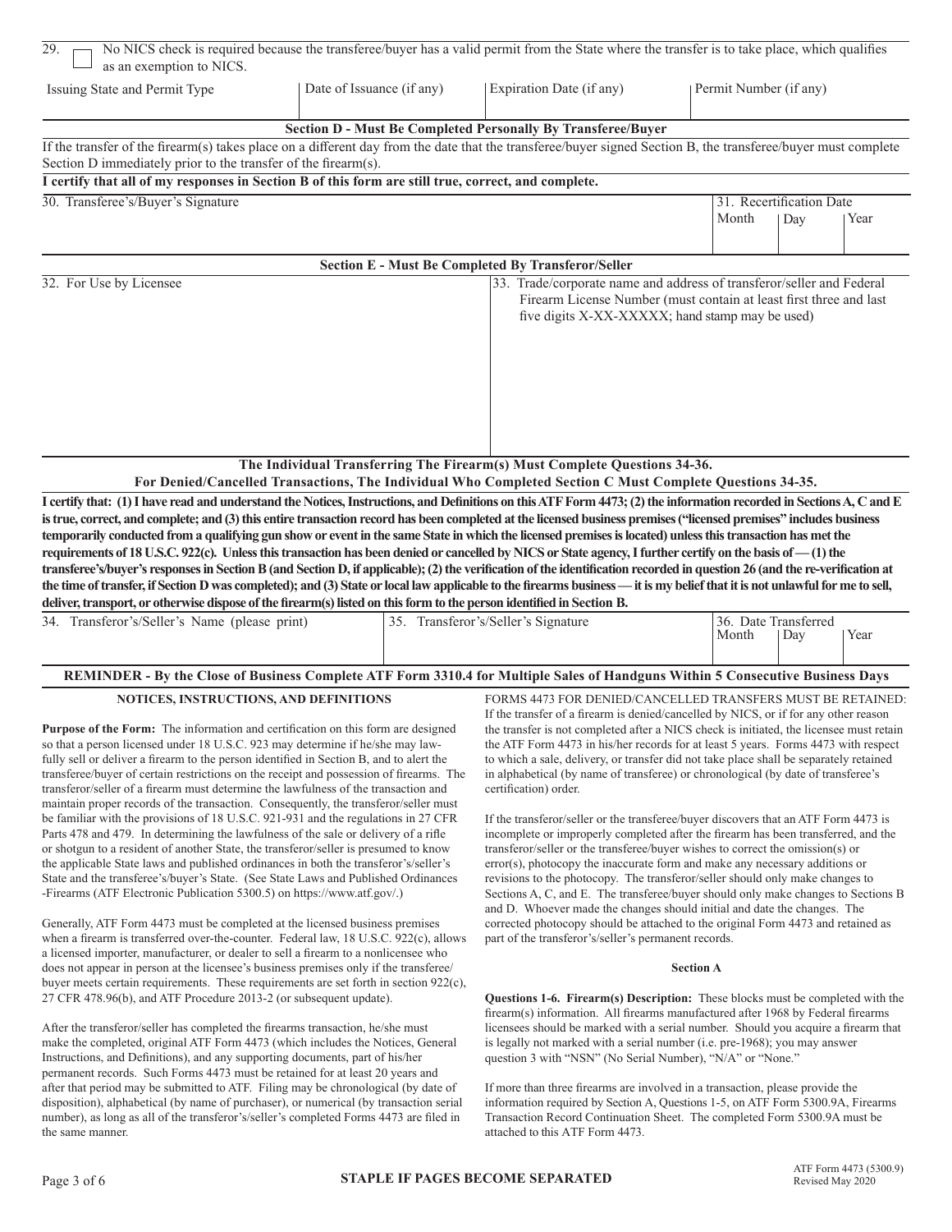29. ☐ No NICS check is required because the transferee/buyer has a valid permit from the State where the transfer is to take place, which qualifies as an exemption to NICS.

| Issuing State and Permit Type | Date of Issuance (if any) | Expiration Date (if any) | Permit Number (if any) |
|---|---|---|---|
| | | | |

## Section D - Must Be Completed Personally By Transferee/Buyer

If the transfer of the firearm(s) takes place on a different day from the date that the transferee/buyer signed Section B, the transferee/buyer must complete Section D immediately prior to the transfer of the firearm(s).

**I certify that all of my responses in Section B of this form are still true, correct, and complete.**

| 30. Transferee's/Buyer's Signature | 31. Recertification Date | | |
|---|---|---|---|
| | Month | Day | Year |

## Section E - Must Be Completed By Transferor/Seller

| 32. For Use by Licensee | 33. Trade/corporate name and address of transferor/seller and Federal Firearm License Number (must contain at least first three and last five digits X-XX-XXXXX; hand stamp may be used) |
|---|---|
| | |

**The Individual Transferring The Firearm(s) Must Complete Questions 34-36.**
**For Denied/Cancelled Transactions, The Individual Who Completed Section C Must Complete Questions 34-35.**

**I certify that: (1) I have read and understand the Notices, Instructions, and Definitions on this ATF Form 4473; (2) the information recorded in Sections A, C and E is true, correct, and complete; and (3) this entire transaction record has been completed at the licensed business premises ("licensed premises" includes business temporarily conducted from a qualifying gun show or event in the same State in which the licensed premises is located) unless this transaction has met the requirements of 18 U.S.C. 922(c). Unless this transaction has been denied or cancelled by NICS or State agency, I further certify on the basis of — (1) the transferee's/buyer's responses in Section B (and Section D, if applicable); (2) the verification of the identification recorded in question 26 (and the re-verification at the time of transfer, if Section D was completed); and (3) State or local law applicable to the firearms business — it is my belief that it is not unlawful for me to sell, deliver, transport, or otherwise dispose of the firearm(s) listed on this form to the person identified in Section B.**

| 34. Transferor's/Seller's Name (please print) | 35. Transferor's/Seller's Signature | 36. Date Transferred | | |
|---|---|---|---|---|
| | | Month | Day | Year |

**REMINDER - By the Close of Business Complete ATF Form 3310.4 for Multiple Sales of Handguns Within 5 Consecutive Business Days**

### NOTICES, INSTRUCTIONS, AND DEFINITIONS

**Purpose of the Form:** The information and certification on this form are designed so that a person licensed under 18 U.S.C. 923 may determine if he/she may lawfully sell or deliver a firearm to the person identified in Section B, and to alert the transferee/buyer of certain restrictions on the receipt and possession of firearms. The transferor/seller of a firearm must determine the lawfulness of the transaction and maintain proper records of the transaction. Consequently, the transferor/seller must be familiar with the provisions of 18 U.S.C. 921-931 and the regulations in 27 CFR Parts 478 and 479. In determining the lawfulness of the sale or delivery of a rifle or shotgun to a resident of another State, the transferor/seller is presumed to know the applicable State laws and published ordinances in both the transferor's/seller's State and the transferee's/buyer's State. (See State Laws and Published Ordinances -Firearms (ATF Electronic Publication 5300.5) on https://www.atf.gov/.)

Generally, ATF Form 4473 must be completed at the licensed business premises when a firearm is transferred over-the-counter. Federal law, 18 U.S.C. 922(c), allows a licensed importer, manufacturer, or dealer to sell a firearm to a nonlicensee who does not appear in person at the licensee's business premises only if the transferee/buyer meets certain requirements. These requirements are set forth in section 922(c), 27 CFR 478.96(b), and ATF Procedure 2013-2 (or subsequent update).

After the transferor/seller has completed the firearms transaction, he/she must make the completed, original ATF Form 4473 (which includes the Notices, General Instructions, and Definitions), and any supporting documents, part of his/her permanent records. Such Forms 4473 must be retained for at least 20 years and after that period may be submitted to ATF. Filing may be chronological (by date of disposition), alphabetical (by name of purchaser), or numerical (by transaction serial number), as long as all of the transferor's/seller's completed Forms 4473 are filed in the same manner.

FORMS 4473 FOR DENIED/CANCELLED TRANSFERS MUST BE RETAINED: If the transfer of a firearm is denied/cancelled by NICS, or if for any other reason the transfer is not completed after a NICS check is initiated, the licensee must retain the ATF Form 4473 in his/her records for at least 5 years. Forms 4473 with respect to which a sale, delivery, or transfer did not take place shall be separately retained in alphabetical (by name of transferee) or chronological (by date of transferee's certification) order.

If the transferor/seller or the transferee/buyer discovers that an ATF Form 4473 is incomplete or improperly completed after the firearm has been transferred, and the transferor/seller or the transferee/buyer wishes to correct the omission(s) or error(s), photocopy the inaccurate form and make any necessary additions or revisions to the photocopy. The transferor/seller should only make changes to Sections A, C, and E. The transferee/buyer should only make changes to Sections B and D. Whoever made the changes should initial and date the changes. The corrected photocopy should be attached to the original Form 4473 and retained as part of the transferor's/seller's permanent records.

### Section A

**Questions 1-6. Firearm(s) Description:** These blocks must be completed with the firearm(s) information. All firearms manufactured after 1968 by Federal firearms licensees should be marked with a serial number. Should you acquire a firearm that is legally not marked with a serial number (i.e. pre-1968); you may answer question 3 with "NSN" (No Serial Number), "N/A" or "None."

If more than three firearms are involved in a transaction, please provide the information required by Section A, Questions 1-5, on ATF Form 5300.9A, Firearms Transaction Record Continuation Sheet. The completed Form 5300.9A must be attached to this ATF Form 4473.

**STAPLE IF PAGES BECOME SEPARATED**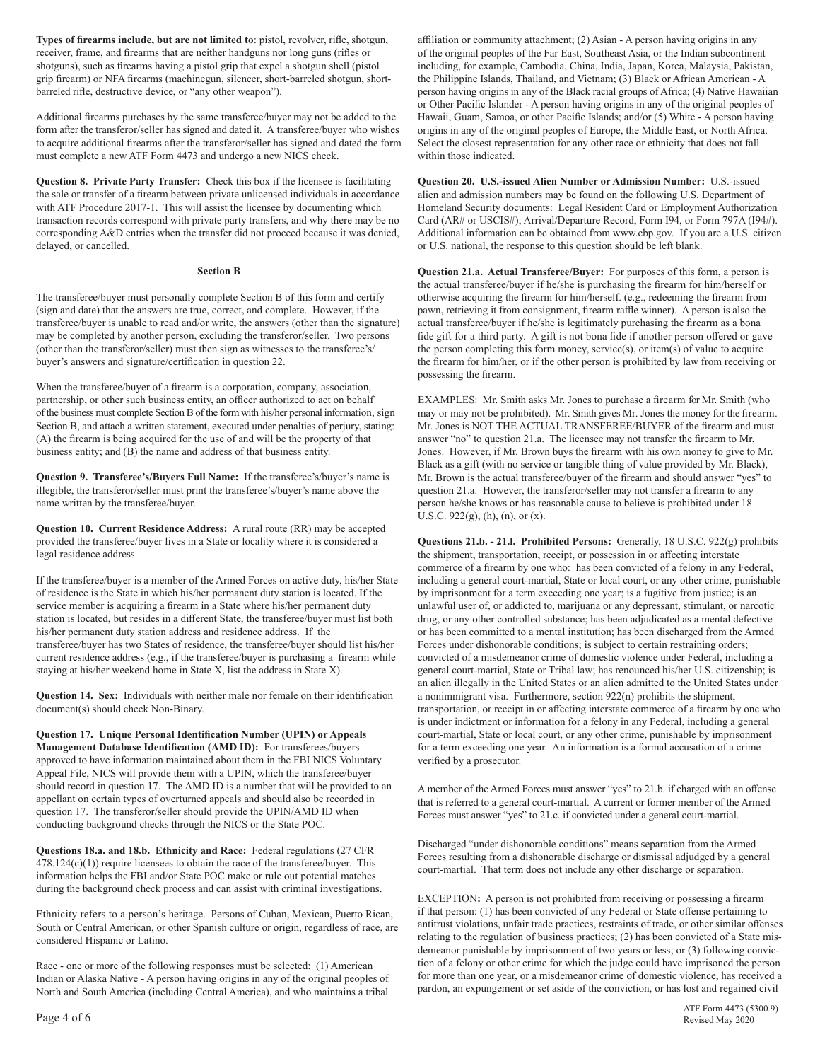**Types of firearms include, but are not limited to**: pistol, revolver, rifle, shotgun, receiver, frame, and firearms that are neither handguns nor long guns (rifles or shotguns), such as firearms having a pistol grip that expel a shotgun shell (pistol grip firearm) or NFA firearms (machinegun, silencer, short-barreled shotgun, short-barreled rifle, destructive device, or "any other weapon").

Additional firearms purchases by the same transferee/buyer may not be added to the form after the transferor/seller has signed and dated it. A transferee/buyer who wishes to acquire additional firearms after the transferor/seller has signed and dated the form must complete a new ATF Form 4473 and undergo a new NICS check.

**Question 8. Private Party Transfer:** Check this box if the licensee is facilitating the sale or transfer of a firearm between private unlicensed individuals in accordance with ATF Procedure 2017-1. This will assist the licensee by documenting which transaction records correspond with private party transfers, and why there may be no corresponding A&D entries when the transfer did not proceed because it was denied, delayed, or cancelled.

#### Section B

The transferee/buyer must personally complete Section B of this form and certify (sign and date) that the answers are true, correct, and complete. However, if the transferee/buyer is unable to read and/or write, the answers (other than the signature) may be completed by another person, excluding the transferor/seller. Two persons (other than the transferor/seller) must then sign as witnesses to the transferee's/buyer's answers and signature/certification in question 22.

When the transferee/buyer of a firearm is a corporation, company, association, partnership, or other such business entity, an officer authorized to act on behalf of the business must complete Section B of the form with his/her personal information, sign Section B, and attach a written statement, executed under penalties of perjury, stating: (A) the firearm is being acquired for the use of and will be the property of that business entity; and (B) the name and address of that business entity.

**Question 9. Transferee's/Buyers Full Name:** If the transferee's/buyer's name is illegible, the transferor/seller must print the transferee's/buyer's name above the name written by the transferee/buyer.

**Question 10. Current Residence Address:** A rural route (RR) may be accepted provided the transferee/buyer lives in a State or locality where it is considered a legal residence address.

If the transferee/buyer is a member of the Armed Forces on active duty, his/her State of residence is the State in which his/her permanent duty station is located. If the service member is acquiring a firearm in a State where his/her permanent duty station is located, but resides in a different State, the transferee/buyer must list both his/her permanent duty station address and residence address. If the transferee/buyer has two States of residence, the transferee/buyer should list his/her current residence address (e.g., if the transferee/buyer is purchasing a firearm while staying at his/her weekend home in State X, list the address in State X).

**Question 14. Sex:** Individuals with neither male nor female on their identification document(s) should check Non-Binary.

**Question 17. Unique Personal Identification Number (UPIN) or Appeals Management Database Identification (AMD ID):** For transferees/buyers approved to have information maintained about them in the FBI NICS Voluntary Appeal File, NICS will provide them with a UPIN, which the transferee/buyer should record in question 17. The AMD ID is a number that will be provided to an appellant on certain types of overturned appeals and should also be recorded in question 17. The transferor/seller should provide the UPIN/AMD ID when conducting background checks through the NICS or the State POC.

**Questions 18.a. and 18.b. Ethnicity and Race:** Federal regulations (27 CFR 478.124(c)(1)) require licensees to obtain the race of the transferee/buyer. This information helps the FBI and/or State POC make or rule out potential matches during the background check process and can assist with criminal investigations.

Ethnicity refers to a person's heritage. Persons of Cuban, Mexican, Puerto Rican, South or Central American, or other Spanish culture or origin, regardless of race, are considered Hispanic or Latino.

Race - one or more of the following responses must be selected: (1) American Indian or Alaska Native - A person having origins in any of the original peoples of North and South America (including Central America), and who maintains a tribal affiliation or community attachment; (2) Asian - A person having origins in any of the original peoples of the Far East, Southeast Asia, or the Indian subcontinent including, for example, Cambodia, China, India, Japan, Korea, Malaysia, Pakistan, the Philippine Islands, Thailand, and Vietnam; (3) Black or African American - A person having origins in any of the Black racial groups of Africa; (4) Native Hawaiian or Other Pacific Islander - A person having origins in any of the original peoples of Hawaii, Guam, Samoa, or other Pacific Islands; and/or (5) White - A person having origins in any of the original peoples of Europe, the Middle East, or North Africa. Select the closest representation for any other race or ethnicity that does not fall within those indicated.

**Question 20. U.S.-issued Alien Number or Admission Number:** U.S.-issued alien and admission numbers may be found on the following U.S. Department of Homeland Security documents: Legal Resident Card or Employment Authorization Card (AR# or USCIS#); Arrival/Departure Record, Form I94, or Form 797A (I94#). Additional information can be obtained from www.cbp.gov. If you are a U.S. citizen or U.S. national, the response to this question should be left blank.

**Question 21.a. Actual Transferee/Buyer:** For purposes of this form, a person is the actual transferee/buyer if he/she is purchasing the firearm for him/herself or otherwise acquiring the firearm for him/herself. (e.g., redeeming the firearm from pawn, retrieving it from consignment, firearm raffle winner). A person is also the actual transferee/buyer if he/she is legitimately purchasing the firearm as a bona fide gift for a third party. A gift is not bona fide if another person offered or gave the person completing this form money, service(s), or item(s) of value to acquire the firearm for him/her, or if the other person is prohibited by law from receiving or possessing the firearm.

EXAMPLES: Mr. Smith asks Mr. Jones to purchase a firearm for Mr. Smith (who may or may not be prohibited). Mr. Smith gives Mr. Jones the money for the firearm. Mr. Jones is NOT THE ACTUAL TRANSFEREE/BUYER of the firearm and must answer "no" to question 21.a. The licensee may not transfer the firearm to Mr. Jones. However, if Mr. Brown buys the firearm with his own money to give to Mr. Black as a gift (with no service or tangible thing of value provided by Mr. Black), Mr. Brown is the actual transferee/buyer of the firearm and should answer "yes" to question 21.a. However, the transferor/seller may not transfer a firearm to any person he/she knows or has reasonable cause to believe is prohibited under 18 U.S.C. 922(g), (h), (n), or (x).

**Questions 21.b. - 21.l. Prohibited Persons:** Generally, 18 U.S.C. 922(g) prohibits the shipment, transportation, receipt, or possession in or affecting interstate commerce of a firearm by one who: has been convicted of a felony in any Federal, including a general court-martial, State or local court, or any other crime, punishable by imprisonment for a term exceeding one year; is a fugitive from justice; is an unlawful user of, or addicted to, marijuana or any depressant, stimulant, or narcotic drug, or any other controlled substance; has been adjudicated as a mental defective or has been committed to a mental institution; has been discharged from the Armed Forces under dishonorable conditions; is subject to certain restraining orders; convicted of a misdemeanor crime of domestic violence under Federal, including a general court-martial, State or Tribal law; has renounced his/her U.S. citizenship; is an alien illegally in the United States or an alien admitted to the United States under a nonimmigrant visa. Furthermore, section 922(n) prohibits the shipment, transportation, or receipt in or affecting interstate commerce of a firearm by one who is under indictment or information for a felony in any Federal, including a general court-martial, State or local court, or any other crime, punishable by imprisonment for a term exceeding one year. An information is a formal accusation of a crime verified by a prosecutor.

A member of the Armed Forces must answer "yes" to 21.b. if charged with an offense that is referred to a general court-martial. A current or former member of the Armed Forces must answer "yes" to 21.c. if convicted under a general court-martial.

Discharged "under dishonorable conditions" means separation from the Armed Forces resulting from a dishonorable discharge or dismissal adjudged by a general court-martial. That term does not include any other discharge or separation.

**EXCEPTION:** A person is not prohibited from receiving or possessing a firearm if that person: (1) has been convicted of any Federal or State offense pertaining to antitrust violations, unfair trade practices, restraints of trade, or other similar offenses relating to the regulation of business practices; (2) has been convicted of a State misdemeanor punishable by imprisonment of two years or less; or (3) following conviction of a felony or other crime for which the judge could have imprisoned the person for more than one year, or a misdemeanor crime of domestic violence, has received a pardon, an expungement or set aside of the conviction, or has lost and regained civil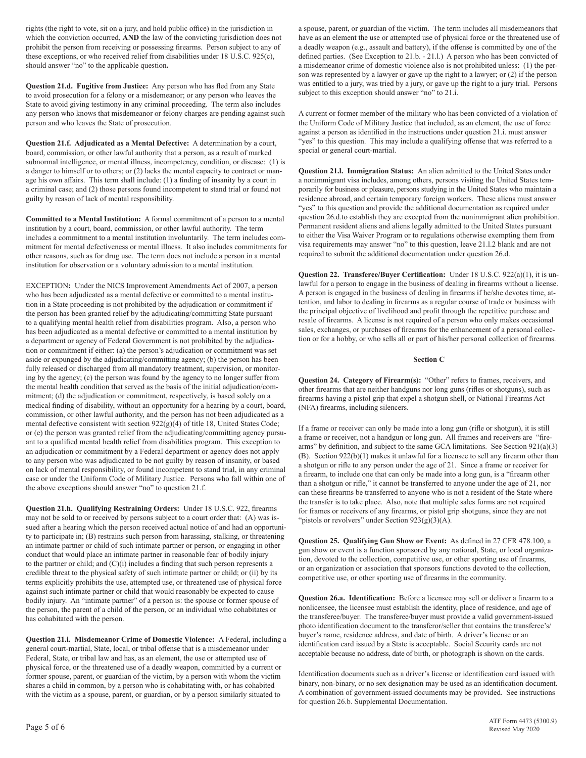rights (the right to vote, sit on a jury, and hold public office) in the jurisdiction in which the conviction occurred, **AND** the law of the convicting jurisdiction does not prohibit the person from receiving or possessing firearms. Person subject to any of these exceptions, or who received relief from disabilities under 18 U.S.C. 925(c), should answer "no" to the applicable question**.**

**Question 21.d. Fugitive from Justice:** Any person who has fled from any State to avoid prosecution for a felony or a misdemeanor; or any person who leaves the State to avoid giving testimony in any criminal proceeding. The term also includes any person who knows that misdemeanor or felony charges are pending against such person and who leaves the State of prosecution.

**Question 21.f. Adjudicated as a Mental Defective:** A determination by a court, board, commission, or other lawful authority that a person, as a result of marked subnormal intelligence, or mental illness, incompetency, condition, or disease: (1) is a danger to himself or to others; or (2) lacks the mental capacity to contract or manage his own affairs. This term shall include: (1) a finding of insanity by a court in a criminal case; and (2) those persons found incompetent to stand trial or found not guilty by reason of lack of mental responsibility.

**Committed to a Mental Institution:** A formal commitment of a person to a mental institution by a court, board, commission, or other lawful authority. The term includes a commitment to a mental institution involuntarily. The term includes commitment for mental defectiveness or mental illness. It also includes commitments for other reasons, such as for drug use. The term does not include a person in a mental institution for observation or a voluntary admission to a mental institution.

EXCEPTION**:** Under the NICS Improvement Amendments Act of 2007, a person who has been adjudicated as a mental defective or committed to a mental institution in a State proceeding is not prohibited by the adjudication or commitment if the person has been granted relief by the adjudicating/committing State pursuant to a qualifying mental health relief from disabilities program. Also, a person who has been adjudicated as a mental defective or committed to a mental institution by a department or agency of Federal Government is not prohibited by the adjudication or commitment if either: (a) the person's adjudication or commitment was set aside or expunged by the adjudicating/committing agency; (b) the person has been fully released or discharged from all mandatory treatment, supervision, or monitoring by the agency; (c) the person was found by the agency to no longer suffer from the mental health condition that served as the basis of the initial adjudication/commitment; (d) the adjudication or commitment, respectively, is based solely on a medical finding of disability, without an opportunity for a hearing by a court, board, commission, or other lawful authority, and the person has not been adjudicated as a mental defective consistent with section 922(g)(4) of title 18, United States Code; or (e) the person was granted relief from the adjudicating/committing agency pursuant to a qualified mental health relief from disabilities program. This exception to an adjudication or commitment by a Federal department or agency does not apply to any person who was adjudicated to be not guilty by reason of insanity, or based on lack of mental responsibility, or found incompetent to stand trial, in any criminal case or under the Uniform Code of Military Justice. Persons who fall within one of the above exceptions should answer "no" to question 21.f.

**Question 21.h. Qualifying Restraining Orders:** Under 18 U.S.C. 922, firearms may not be sold to or received by persons subject to a court order that: (A) was issued after a hearing which the person received actual notice of and had an opportunity to participate in; (B) restrains such person from harassing, stalking, or threatening an intimate partner or child of such intimate partner or person, or engaging in other conduct that would place an intimate partner in reasonable fear of bodily injury to the partner or child; and (C)(i) includes a finding that such person represents a credible threat to the physical safety of such intimate partner or child; or (ii) by its terms explicitly prohibits the use, attempted use, or threatened use of physical force against such intimate partner or child that would reasonably be expected to cause bodily injury. An "intimate partner" of a person is: the spouse or former spouse of the person, the parent of a child of the person, or an individual who cohabitates or has cohabitated with the person.

**Question 21.i. Misdemeanor Crime of Domestic Violence:** A Federal, including a general court-martial, State, local, or tribal offense that is a misdemeanor under Federal, State, or tribal law and has, as an element, the use or attempted use of physical force, or the threatened use of a deadly weapon, committed by a current or former spouse, parent, or guardian of the victim, by a person with whom the victim shares a child in common, by a person who is cohabitating with, or has cohabited with the victim as a spouse, parent, or guardian, or by a person similarly situated to a spouse, parent, or guardian of the victim. The term includes all misdemeanors that have as an element the use or attempted use of physical force or the threatened use of a deadly weapon (e.g., assault and battery), if the offense is committed by one of the defined parties. (See Exception to 21.b. - 21.l.) A person who has been convicted of a misdemeanor crime of domestic violence also is not prohibited unless: (1) the person was represented by a lawyer or gave up the right to a lawyer; or (2) if the person was entitled to a jury, was tried by a jury, or gave up the right to a jury trial. Persons subject to this exception should answer "no" to 21.i.

A current or former member of the military who has been convicted of a violation of the Uniform Code of Military Justice that included, as an element, the use of force against a person as identified in the instructions under question 21.i. must answer "yes" to this question. This may include a qualifying offense that was referred to a special or general court-martial.

**Question 21.l. Immigration Status:** An alien admitted to the United States under a nonimmigrant visa includes, among others, persons visiting the United States temporarily for business or pleasure, persons studying in the United States who maintain a residence abroad, and certain temporary foreign workers. These aliens must answer "yes" to this question and provide the additional documentation as required under question 26.d.to establish they are excepted from the nonimmigrant alien prohibition. Permanent resident aliens and aliens legally admitted to the United States pursuant to either the Visa Waiver Program or to regulations otherwise exempting them from visa requirements may answer "no" to this question, leave 21.l.2 blank and are not required to submit the additional documentation under question 26.d.

**Question 22. Transferee/Buyer Certification:** Under 18 U.S.C. 922(a)(1), it is unlawful for a person to engage in the business of dealing in firearms without a license. A person is engaged in the business of dealing in firearms if he/she devotes time, attention, and labor to dealing in firearms as a regular course of trade or business with the principal objective of livelihood and profit through the repetitive purchase and resale of firearms. A license is not required of a person who only makes occasional sales, exchanges, or purchases of firearms for the enhancement of a personal collection or for a hobby, or who sells all or part of his/her personal collection of firearms.

## Section C

**Question 24. Category of Firearm(s):** "Other" refers to frames, receivers, and other firearms that are neither handguns nor long guns (rifles or shotguns), such as firearms having a pistol grip that expel a shotgun shell, or National Firearms Act (NFA) firearms, including silencers.

If a frame or receiver can only be made into a long gun (rifle or shotgun), it is still a frame or receiver, not a handgun or long gun. All frames and receivers are "firearms" by definition, and subject to the same GCA limitations. See Section 921(a)(3)(B). Section 922(b)(1) makes it unlawful for a licensee to sell any firearm other than a shotgun or rifle to any person under the age of 21. Since a frame or receiver for a firearm, to include one that can only be made into a long gun, is a "firearm other than a shotgun or rifle," it cannot be transferred to anyone under the age of 21, nor can these firearms be transferred to anyone who is not a resident of the State where the transfer is to take place. Also, note that multiple sales forms are not required for frames or receivers of any firearms, or pistol grip shotguns, since they are not "pistols or revolvers" under Section 923(g)(3)(A).

**Question 25. Qualifying Gun Show or Event:** As defined in 27 CFR 478.100, a gun show or event is a function sponsored by any national, State, or local organization, devoted to the collection, competitive use, or other sporting use of firearms, or an organization or association that sponsors functions devoted to the collection, competitive use, or other sporting use of firearms in the community.

**Question 26.a. Identification:** Before a licensee may sell or deliver a firearm to a nonlicensee, the licensee must establish the identity, place of residence, and age of the transferee/buyer. The transferee/buyer must provide a valid government-issued photo identification document to the transferor/seller that contains the transferee's/buyer's name, residence address, and date of birth. A driver's license or an identification card issued by a State is acceptable. Social Security cards are not acceptable because no address, date of birth, or photograph is shown on the cards.

Identification documents such as a driver's license or identification card issued with binary, non-binary, or no sex designation may be used as an identification document. A combination of government-issued documents may be provided. See instructions for question 26.b. Supplemental Documentation.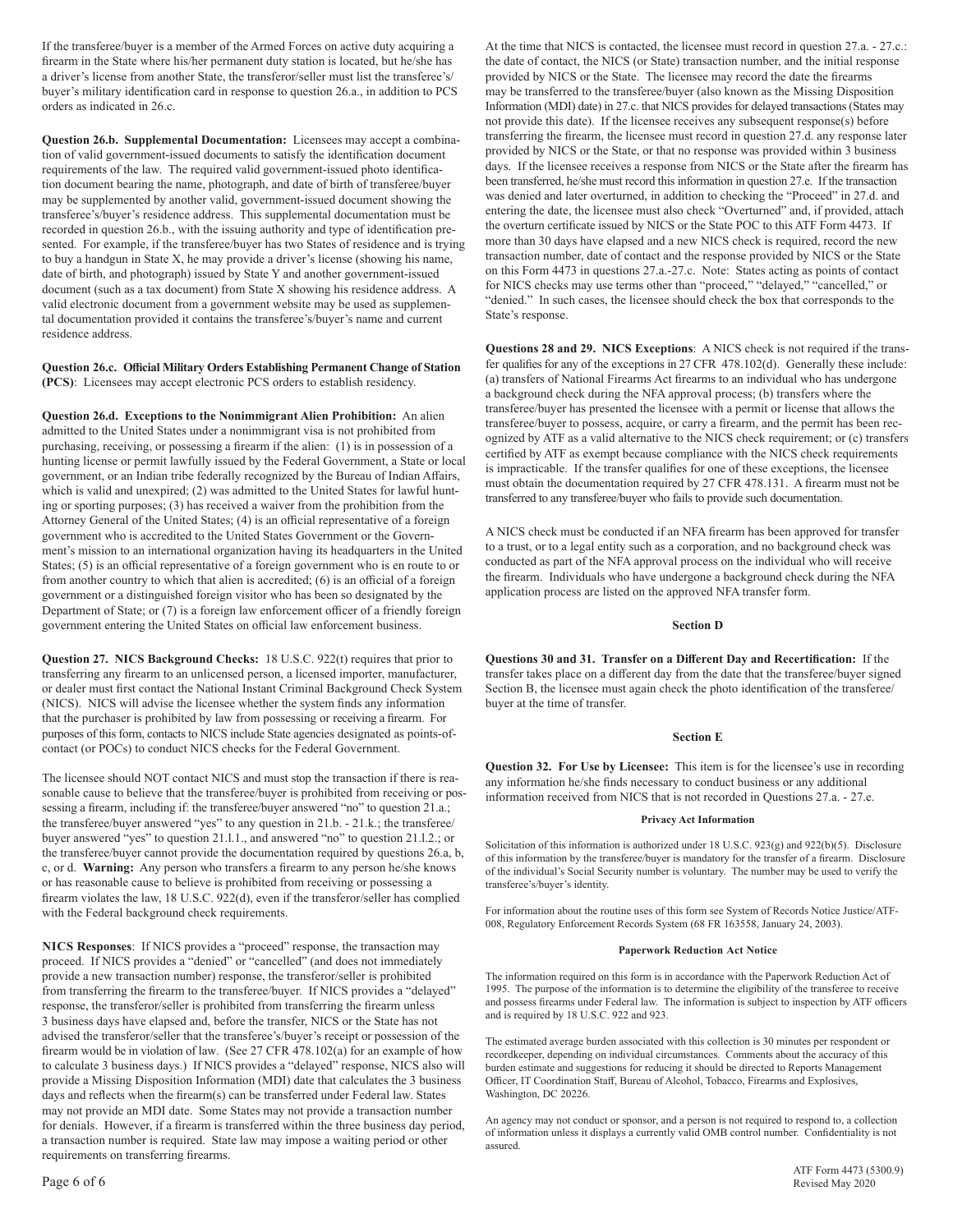If the transferee/buyer is a member of the Armed Forces on active duty acquiring a firearm in the State where his/her permanent duty station is located, but he/she has a driver's license from another State, the transferor/seller must list the transferee's/buyer's military identification card in response to question 26.a., in addition to PCS orders as indicated in 26.c.

**Question 26.b. Supplemental Documentation:** Licensees may accept a combination of valid government-issued documents to satisfy the identification document requirements of the law. The required valid government-issued photo identification document bearing the name, photograph, and date of birth of transferee/buyer may be supplemented by another valid, government-issued document showing the transferee's/buyer's residence address. This supplemental documentation must be recorded in question 26.b., with the issuing authority and type of identification presented. For example, if the transferee/buyer has two States of residence and is trying to buy a handgun in State X, he may provide a driver's license (showing his name, date of birth, and photograph) issued by State Y and another government-issued document (such as a tax document) from State X showing his residence address. A valid electronic document from a government website may be used as supplemental documentation provided it contains the transferee's/buyer's name and current residence address.

**Question 26.c. Official Military Orders Establishing Permanent Change of Station (PCS)**: Licensees may accept electronic PCS orders to establish residency.

**Question 26.d. Exceptions to the Nonimmigrant Alien Prohibition:** An alien admitted to the United States under a nonimmigrant visa is not prohibited from purchasing, receiving, or possessing a firearm if the alien: (1) is in possession of a hunting license or permit lawfully issued by the Federal Government, a State or local government, or an Indian tribe federally recognized by the Bureau of Indian Affairs, which is valid and unexpired; (2) was admitted to the United States for lawful hunting or sporting purposes; (3) has received a waiver from the prohibition from the Attorney General of the United States; (4) is an official representative of a foreign government who is accredited to the United States Government or the Government's mission to an international organization having its headquarters in the United States; (5) is an official representative of a foreign government who is en route to or from another country to which that alien is accredited; (6) is an official of a foreign government or a distinguished foreign visitor who has been so designated by the Department of State; or (7) is a foreign law enforcement officer of a friendly foreign government entering the United States on official law enforcement business.

**Question 27. NICS Background Checks:** 18 U.S.C. 922(t) requires that prior to transferring any firearm to an unlicensed person, a licensed importer, manufacturer, or dealer must first contact the National Instant Criminal Background Check System (NICS). NICS will advise the licensee whether the system finds any information that the purchaser is prohibited by law from possessing or receiving a firearm. For purposes of this form, contacts to NICS include State agencies designated as points-of-contact (or POCs) to conduct NICS checks for the Federal Government.

The licensee should NOT contact NICS and must stop the transaction if there is reasonable cause to believe that the transferee/buyer is prohibited from receiving or possessing a firearm, including if: the transferee/buyer answered "no" to question 21.a.; the transferee/buyer answered "yes" to any question in 21.b. - 21.k.; the transferee/buyer answered "yes" to question 21.l.1., and answered "no" to question 21.l.2.; or the transferee/buyer cannot provide the documentation required by questions 26.a, b, c, or d. **Warning:** Any person who transfers a firearm to any person he/she knows or has reasonable cause to believe is prohibited from receiving or possessing a firearm violates the law, 18 U.S.C. 922(d), even if the transferor/seller has complied with the Federal background check requirements.

**NICS Responses**: If NICS provides a "proceed" response, the transaction may proceed. If NICS provides a "denied" or "cancelled" (and does not immediately provide a new transaction number) response, the transferor/seller is prohibited from transferring the firearm to the transferee/buyer. If NICS provides a "delayed" response, the transferor/seller is prohibited from transferring the firearm unless 3 business days have elapsed and, before the transfer, NICS or the State has not advised the transferor/seller that the transferee's/buyer's receipt or possession of the firearm would be in violation of law. (See 27 CFR 478.102(a) for an example of how to calculate 3 business days.) If NICS provides a "delayed" response, NICS also will provide a Missing Disposition Information (MDI) date that calculates the 3 business days and reflects when the firearm(s) can be transferred under Federal law. States may not provide an MDI date. Some States may not provide a transaction number for denials. However, if a firearm is transferred within the three business day period, a transaction number is required. State law may impose a waiting period or other requirements on transferring firearms.

At the time that NICS is contacted, the licensee must record in question 27.a. - 27.c.: the date of contact, the NICS (or State) transaction number, and the initial response provided by NICS or the State. The licensee may record the date the firearms may be transferred to the transferee/buyer (also known as the Missing Disposition Information (MDI) date) in 27.c. that NICS provides for delayed transactions (States may not provide this date). If the licensee receives any subsequent response(s) before transferring the firearm, the licensee must record in question 27.d. any response later provided by NICS or the State, or that no response was provided within 3 business days. If the licensee receives a response from NICS or the State after the firearm has been transferred, he/she must record this information in question 27.e. If the transaction was denied and later overturned, in addition to checking the "Proceed" in 27.d. and entering the date, the licensee must also check "Overturned" and, if provided, attach the overturn certificate issued by NICS or the State POC to this ATF Form 4473. If more than 30 days have elapsed and a new NICS check is required, record the new transaction number, date of contact and the response provided by NICS or the State on this Form 4473 in questions 27.a.-27.c. Note: States acting as points of contact for NICS checks may use terms other than "proceed," "delayed," "cancelled," or "denied." In such cases, the licensee should check the box that corresponds to the State's response.

**Questions 28 and 29. NICS Exceptions**: A NICS check is not required if the transfer qualifies for any of the exceptions in 27 CFR 478.102(d). Generally these include: (a) transfers of National Firearms Act firearms to an individual who has undergone a background check during the NFA approval process; (b) transfers where the transferee/buyer has presented the licensee with a permit or license that allows the transferee/buyer to possess, acquire, or carry a firearm, and the permit has been recognized by ATF as a valid alternative to the NICS check requirement; or (c) transfers certified by ATF as exempt because compliance with the NICS check requirements is impracticable. If the transfer qualifies for one of these exceptions, the licensee must obtain the documentation required by 27 CFR 478.131. A firearm must not be transferred to any transferee/buyer who fails to provide such documentation.

A NICS check must be conducted if an NFA firearm has been approved for transfer to a trust, or to a legal entity such as a corporation, and no background check was conducted as part of the NFA approval process on the individual who will receive the firearm. Individuals who have undergone a background check during the NFA application process are listed on the approved NFA transfer form.

## Section D

**Questions 30 and 31. Transfer on a Different Day and Recertification:** If the transfer takes place on a different day from the date that the transferee/buyer signed Section B, the licensee must again check the photo identification of the transferee/buyer at the time of transfer.

## Section E

**Question 32. For Use by Licensee:** This item is for the licensee's use in recording any information he/she finds necessary to conduct business or any additional information received from NICS that is not recorded in Questions 27.a. - 27.e.

### Privacy Act Information

Solicitation of this information is authorized under 18 U.S.C. 923(g) and 922(b)(5). Disclosure of this information by the transferee/buyer is mandatory for the transfer of a firearm. Disclosure of the individual's Social Security number is voluntary. The number may be used to verify the transferee's/buyer's identity.

For information about the routine uses of this form see System of Records Notice Justice/ATF-008, Regulatory Enforcement Records System (68 FR 163558, January 24, 2003).

### Paperwork Reduction Act Notice

The information required on this form is in accordance with the Paperwork Reduction Act of 1995. The purpose of the information is to determine the eligibility of the transferee to receive and possess firearms under Federal law. The information is subject to inspection by ATF officers and is required by 18 U.S.C. 922 and 923.

The estimated average burden associated with this collection is 30 minutes per respondent or recordkeeper, depending on individual circumstances. Comments about the accuracy of this burden estimate and suggestions for reducing it should be directed to Reports Management Officer, IT Coordination Staff, Bureau of Alcohol, Tobacco, Firearms and Explosives, Washington, DC 20226.

An agency may not conduct or sponsor, and a person is not required to respond to, a collection of information unless it displays a currently valid OMB control number. Confidentiality is not assured.

ATF Form 4473 (5300.9)
Revised May 2020